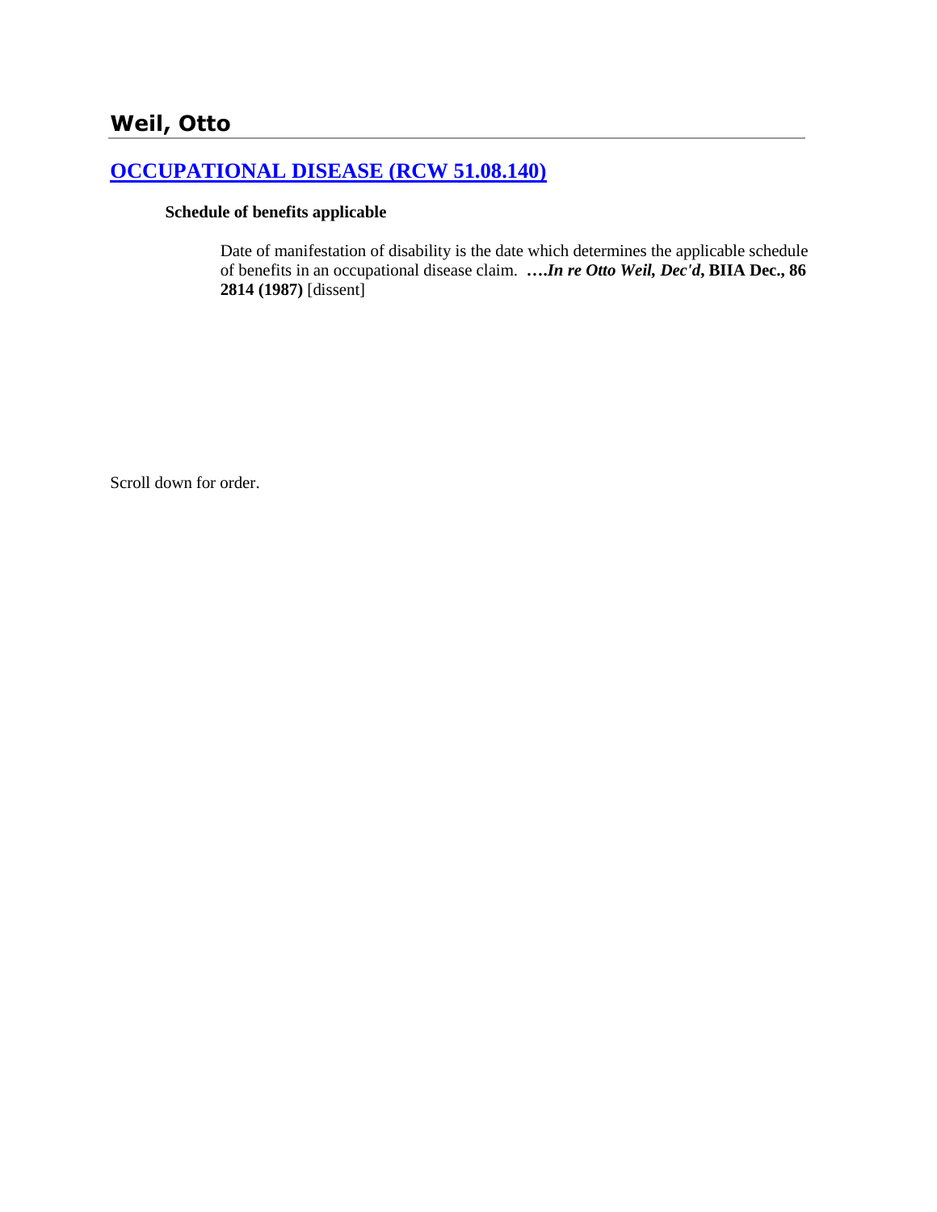## Weil, Otto

### [OCCUPATIONAL DISEASE (RCW 51.08.140)]

**Schedule of benefits applicable**

> Date of manifestation of disability is the date which determines the applicable schedule of benefits in an occupational disease claim. **….*In re Otto Weil, Dec'd*, BIIA Dec., 86 2814 (1987)** [dissent]

Scroll down for order.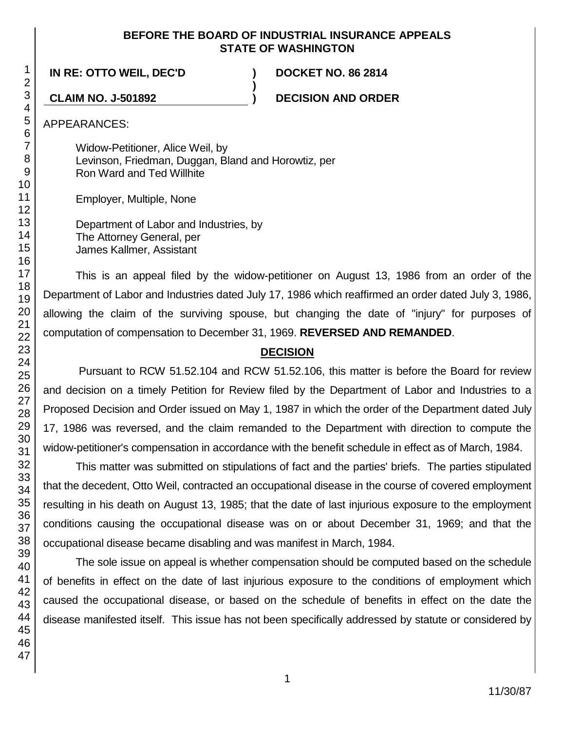**BEFORE THE BOARD OF INDUSTRIAL INSURANCE APPEALS STATE OF WASHINGTON**

**IN RE: OTTO WEIL, DEC'D** ) **DOCKET NO. 86 2814**
)
**CLAIM NO. J-501892** ) **DECISION AND ORDER**

APPEARANCES:

Widow-Petitioner, Alice Weil, by
Levinson, Friedman, Duggan, Bland and Horowtiz, per
Ron Ward and Ted Willhite

Employer, Multiple, None

Department of Labor and Industries, by
The Attorney General, per
James Kallmer, Assistant

This is an appeal filed by the widow-petitioner on August 13, 1986 from an order of the Department of Labor and Industries dated July 17, 1986 which reaffirmed an order dated July 3, 1986, allowing the claim of the surviving spouse, but changing the date of "injury" for purposes of computation of compensation to December 31, 1969. **REVERSED AND REMANDED**.

## DECISION

Pursuant to RCW 51.52.104 and RCW 51.52.106, this matter is before the Board for review and decision on a timely Petition for Review filed by the Department of Labor and Industries to a Proposed Decision and Order issued on May 1, 1987 in which the order of the Department dated July 17, 1986 was reversed, and the claim remanded to the Department with direction to compute the widow-petitioner's compensation in accordance with the benefit schedule in effect as of March, 1984.

This matter was submitted on stipulations of fact and the parties' briefs. The parties stipulated that the decedent, Otto Weil, contracted an occupational disease in the course of covered employment resulting in his death on August 13, 1985; that the date of last injurious exposure to the employment conditions causing the occupational disease was on or about December 31, 1969; and that the occupational disease became disabling and was manifest in March, 1984.

The sole issue on appeal is whether compensation should be computed based on the schedule of benefits in effect on the date of last injurious exposure to the conditions of employment which caused the occupational disease, or based on the schedule of benefits in effect on the date the disease manifested itself. This issue has not been specifically addressed by statute or considered by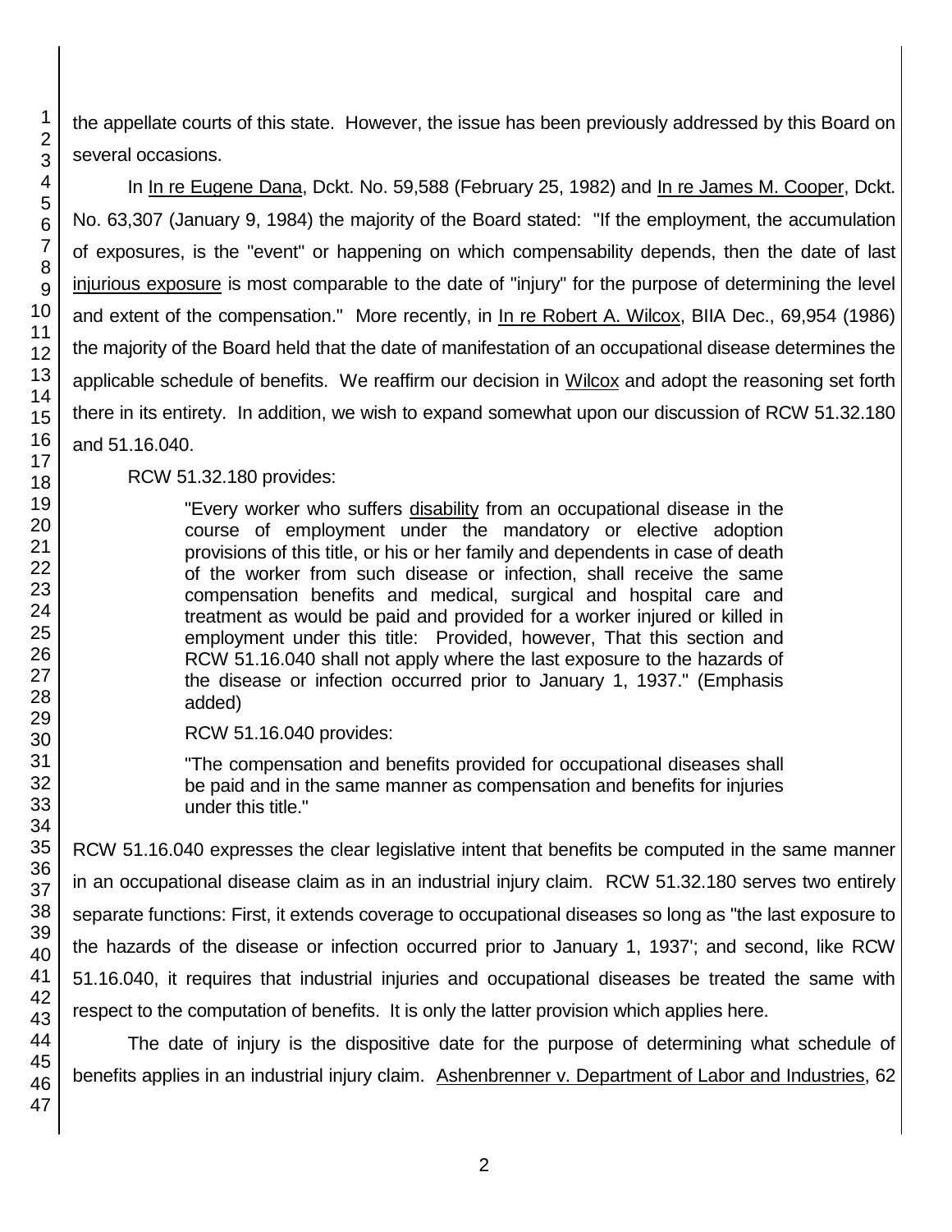the appellate courts of this state. However, the issue has been previously addressed by this Board on several occasions.

In In re Eugene Dana, Dckt. No. 59,588 (February 25, 1982) and In re James M. Cooper, Dckt. No. 63,307 (January 9, 1984) the majority of the Board stated: "If the employment, the accumulation of exposures, is the "event" or happening on which compensability depends, then the date of last injurious exposure is most comparable to the date of "injury" for the purpose of determining the level and extent of the compensation." More recently, in In re Robert A. Wilcox, BIIA Dec., 69,954 (1986) the majority of the Board held that the date of manifestation of an occupational disease determines the applicable schedule of benefits. We reaffirm our decision in Wilcox and adopt the reasoning set forth there in its entirety. In addition, we wish to expand somewhat upon our discussion of RCW 51.32.180 and 51.16.040.

RCW 51.32.180 provides:

> "Every worker who suffers disability from an occupational disease in the course of employment under the mandatory or elective adoption provisions of this title, or his or her family and dependents in case of death of the worker from such disease or infection, shall receive the same compensation benefits and medical, surgical and hospital care and treatment as would be paid and provided for a worker injured or killed in employment under this title: Provided, however, That this section and RCW 51.16.040 shall not apply where the last exposure to the hazards of the disease or infection occurred prior to January 1, 1937." (Emphasis added)

RCW 51.16.040 provides:

> "The compensation and benefits provided for occupational diseases shall be paid and in the same manner as compensation and benefits for injuries under this title."

RCW 51.16.040 expresses the clear legislative intent that benefits be computed in the same manner in an occupational disease claim as in an industrial injury claim. RCW 51.32.180 serves two entirely separate functions: First, it extends coverage to occupational diseases so long as "the last exposure to the hazards of the disease or infection occurred prior to January 1, 1937'; and second, like RCW 51.16.040, it requires that industrial injuries and occupational diseases be treated the same with respect to the computation of benefits. It is only the latter provision which applies here.

The date of injury is the dispositive date for the purpose of determining what schedule of benefits applies in an industrial injury claim. Ashenbrenner v. Department of Labor and Industries, 62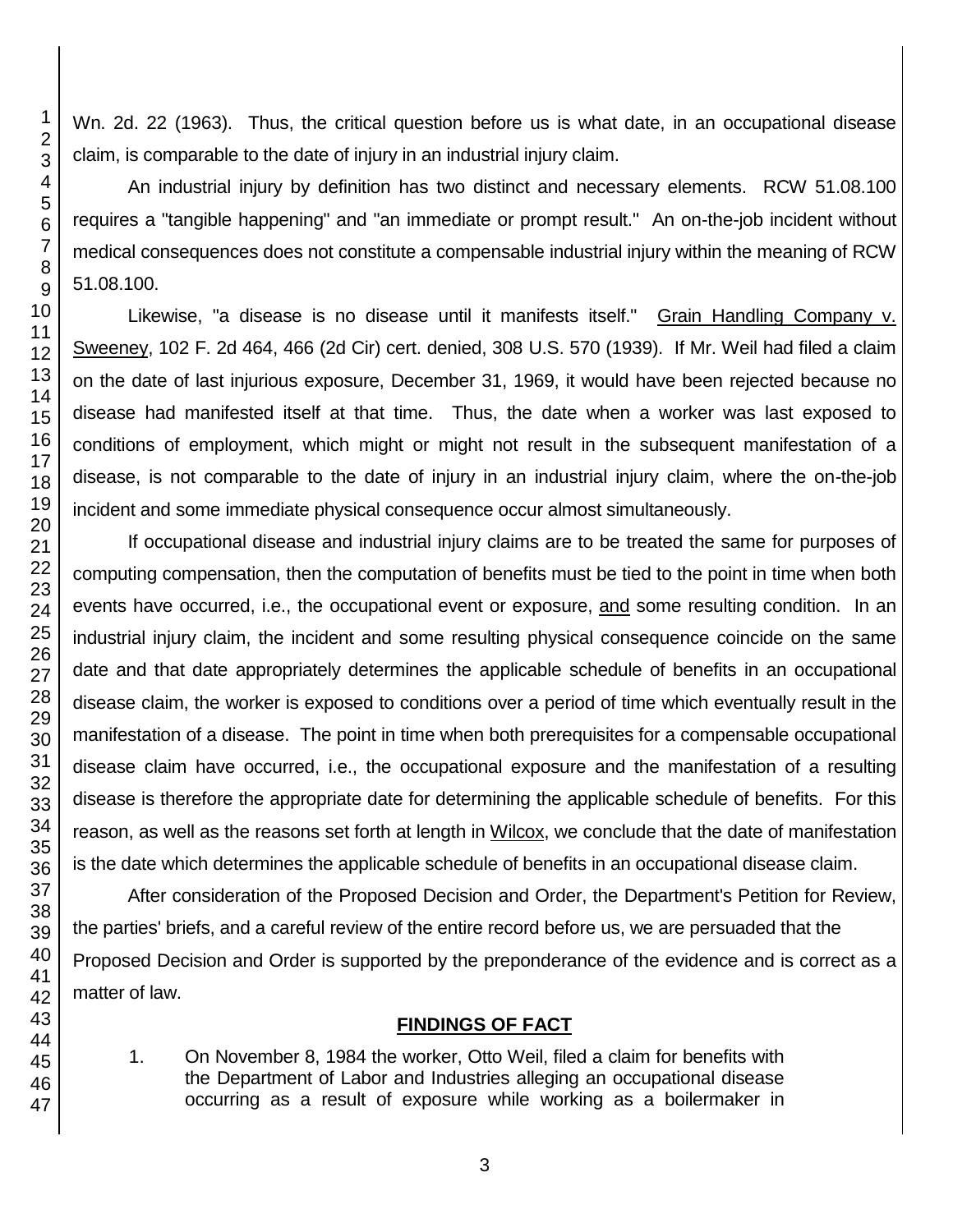Wn. 2d. 22 (1963). Thus, the critical question before us is what date, in an occupational disease claim, is comparable to the date of injury in an industrial injury claim.

An industrial injury by definition has two distinct and necessary elements. RCW 51.08.100 requires a "tangible happening" and "an immediate or prompt result." An on-the-job incident without medical consequences does not constitute a compensable industrial injury within the meaning of RCW 51.08.100.

Likewise, "a disease is no disease until it manifests itself." Grain Handling Company v. Sweeney, 102 F. 2d 464, 466 (2d Cir) cert. denied, 308 U.S. 570 (1939). If Mr. Weil had filed a claim on the date of last injurious exposure, December 31, 1969, it would have been rejected because no disease had manifested itself at that time. Thus, the date when a worker was last exposed to conditions of employment, which might or might not result in the subsequent manifestation of a disease, is not comparable to the date of injury in an industrial injury claim, where the on-the-job incident and some immediate physical consequence occur almost simultaneously.

If occupational disease and industrial injury claims are to be treated the same for purposes of computing compensation, then the computation of benefits must be tied to the point in time when both events have occurred, i.e., the occupational event or exposure, and some resulting condition. In an industrial injury claim, the incident and some resulting physical consequence coincide on the same date and that date appropriately determines the applicable schedule of benefits in an occupational disease claim, the worker is exposed to conditions over a period of time which eventually result in the manifestation of a disease. The point in time when both prerequisites for a compensable occupational disease claim have occurred, i.e., the occupational exposure and the manifestation of a resulting disease is therefore the appropriate date for determining the applicable schedule of benefits. For this reason, as well as the reasons set forth at length in Wilcox, we conclude that the date of manifestation is the date which determines the applicable schedule of benefits in an occupational disease claim.

After consideration of the Proposed Decision and Order, the Department's Petition for Review, the parties' briefs, and a careful review of the entire record before us, we are persuaded that the Proposed Decision and Order is supported by the preponderance of the evidence and is correct as a matter of law.

## FINDINGS OF FACT

1. On November 8, 1984 the worker, Otto Weil, filed a claim for benefits with the Department of Labor and Industries alleging an occupational disease occurring as a result of exposure while working as a boilermaker in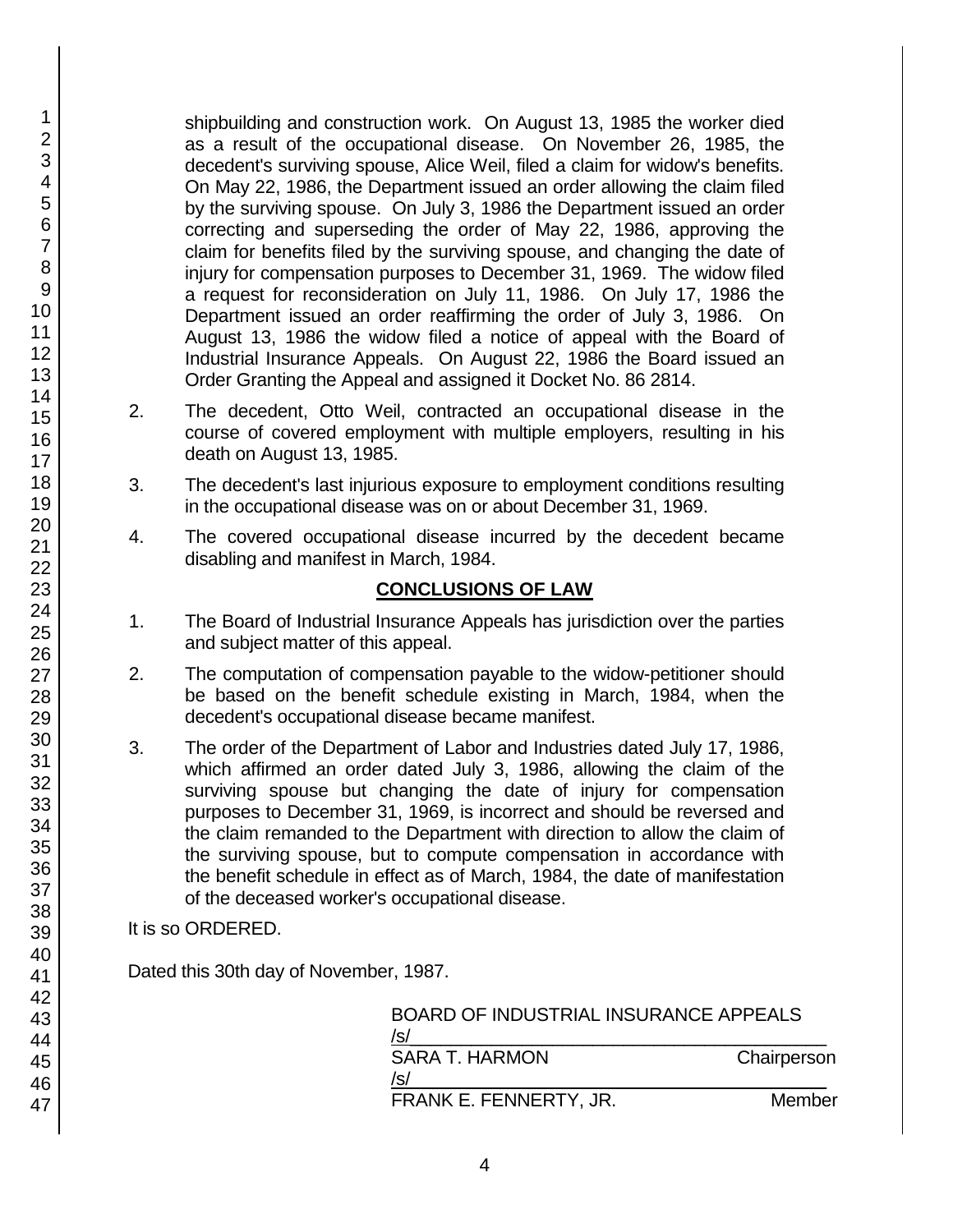shipbuilding and construction work. On August 13, 1985 the worker died as a result of the occupational disease. On November 26, 1985, the decedent's surviving spouse, Alice Weil, filed a claim for widow's benefits. On May 22, 1986, the Department issued an order allowing the claim filed by the surviving spouse. On July 3, 1986 the Department issued an order correcting and superseding the order of May 22, 1986, approving the claim for benefits filed by the surviving spouse, and changing the date of injury for compensation purposes to December 31, 1969. The widow filed a request for reconsideration on July 11, 1986. On July 17, 1986 the Department issued an order reaffirming the order of July 3, 1986. On August 13, 1986 the widow filed a notice of appeal with the Board of Industrial Insurance Appeals. On August 22, 1986 the Board issued an Order Granting the Appeal and assigned it Docket No. 86 2814.

2. The decedent, Otto Weil, contracted an occupational disease in the course of covered employment with multiple employers, resulting in his death on August 13, 1985.

3. The decedent's last injurious exposure to employment conditions resulting in the occupational disease was on or about December 31, 1969.

4. The covered occupational disease incurred by the decedent became disabling and manifest in March, 1984.

## CONCLUSIONS OF LAW

1. The Board of Industrial Insurance Appeals has jurisdiction over the parties and subject matter of this appeal.

2. The computation of compensation payable to the widow-petitioner should be based on the benefit schedule existing in March, 1984, when the decedent's occupational disease became manifest.

3. The order of the Department of Labor and Industries dated July 17, 1986, which affirmed an order dated July 3, 1986, allowing the claim of the surviving spouse but changing the date of injury for compensation purposes to December 31, 1969, is incorrect and should be reversed and the claim remanded to the Department with direction to allow the claim of the surviving spouse, but to compute compensation in accordance with the benefit schedule in effect as of March, 1984, the date of manifestation of the deceased worker's occupational disease.

It is so ORDERED.

Dated this 30th day of November, 1987.

BOARD OF INDUSTRIAL INSURANCE APPEALS

/s/
SARA T. HARMON, Chairperson

/s/
FRANK E. FENNERTY, JR., Member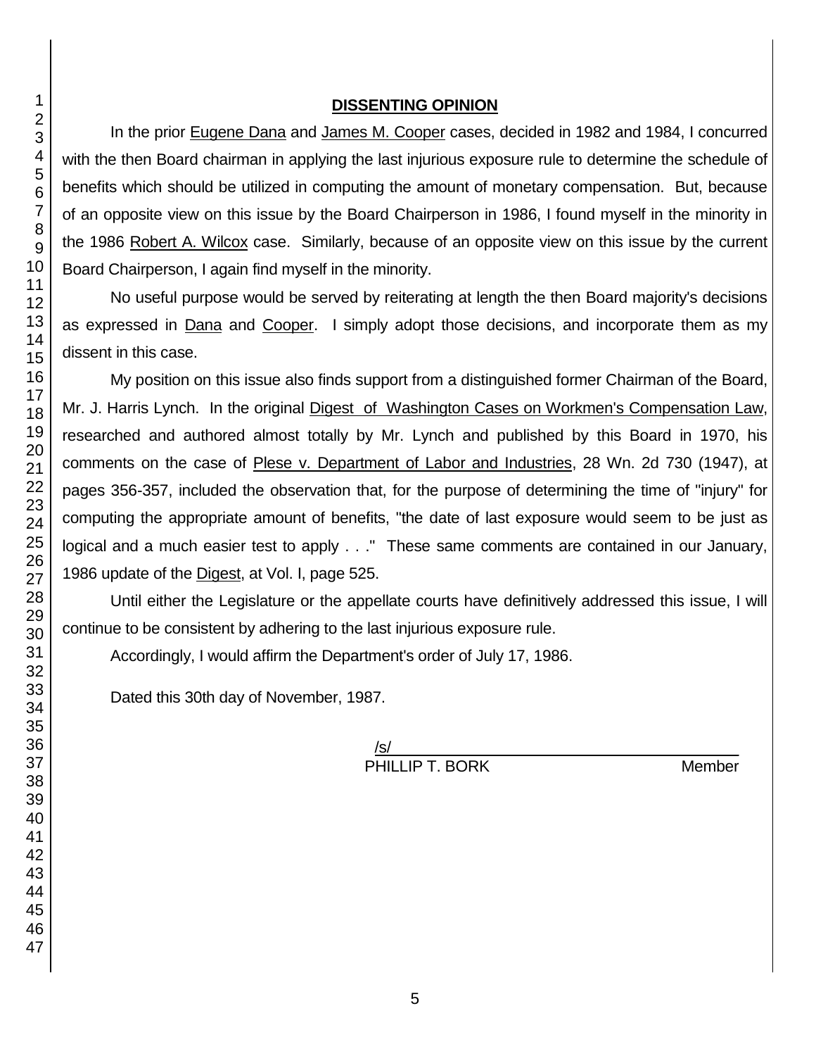**DISSENTING OPINION**

In the prior Eugene Dana and James M. Cooper cases, decided in 1982 and 1984, I concurred with the then Board chairman in applying the last injurious exposure rule to determine the schedule of benefits which should be utilized in computing the amount of monetary compensation. But, because of an opposite view on this issue by the Board Chairperson in 1986, I found myself in the minority in the 1986 Robert A. Wilcox case. Similarly, because of an opposite view on this issue by the current Board Chairperson, I again find myself in the minority.

No useful purpose would be served by reiterating at length the then Board majority's decisions as expressed in Dana and Cooper. I simply adopt those decisions, and incorporate them as my dissent in this case.

My position on this issue also finds support from a distinguished former Chairman of the Board, Mr. J. Harris Lynch. In the original Digest of Washington Cases on Workmen's Compensation Law, researched and authored almost totally by Mr. Lynch and published by this Board in 1970, his comments on the case of Plese v. Department of Labor and Industries, 28 Wn. 2d 730 (1947), at pages 356-357, included the observation that, for the purpose of determining the time of "injury" for computing the appropriate amount of benefits, "the date of last exposure would seem to be just as logical and a much easier test to apply . . ." These same comments are contained in our January, 1986 update of the Digest, at Vol. I, page 525.

Until either the Legislature or the appellate courts have definitively addressed this issue, I will continue to be consistent by adhering to the last injurious exposure rule.

Accordingly, I would affirm the Department's order of July 17, 1986.

Dated this 30th day of November, 1987.

/s/
PHILLIP T. BORK Member